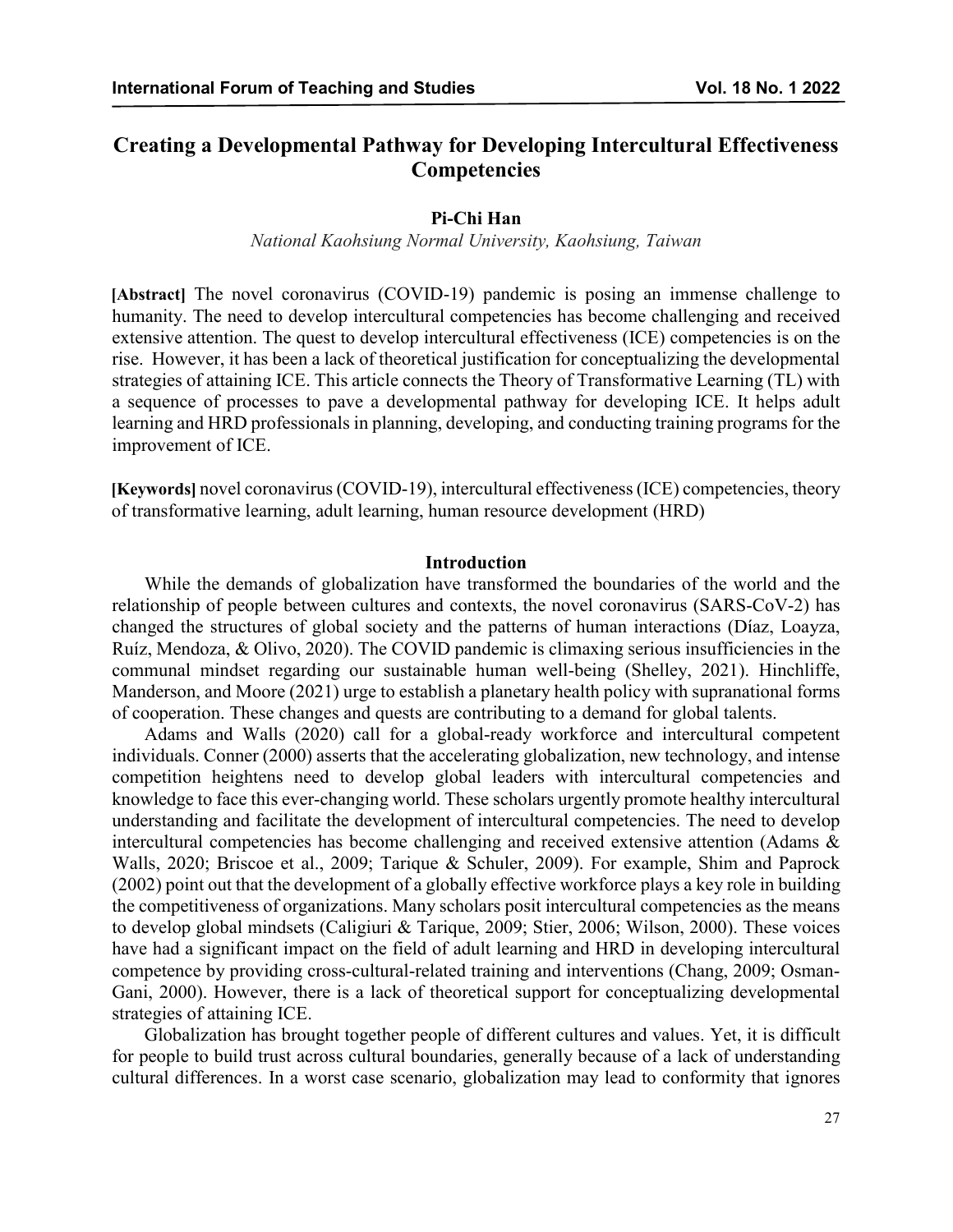# Creating a Developmental Pathway for Developing Intercultural Effectiveness Competencies

**Pi-Chi Han**

*National Kaohsiung Normal University, Kaohsiung, Taiwan*

**[Abstract]** The novel coronavirus (COVID-19) pandemic is posing an immense challenge to humanity. The need to develop intercultural competencies has become challenging and received extensive attention. The quest to develop intercultural effectiveness (ICE) competencies is on the rise. However, it has been a lack of theoretical justification for conceptualizing the developmental strategies of attaining ICE. This article connects the Theory of Transformative Learning (TL) with a sequence of processes to pave a developmental pathway for developing ICE. It helps adult learning and HRD professionals in planning, developing, and conducting training programs for the improvement of ICE.

**[Keywords]** novel coronavirus (COVID-19), intercultural effectiveness (ICE) competencies, theory of transformative learning, adult learning, human resource development (HRD)

## Introduction

While the demands of globalization have transformed the boundaries of the world and the relationship of people between cultures and contexts, the novel coronavirus (SARS-CoV-2) has changed the structures of global society and the patterns of human interactions (Díaz, Loayza, Ruíz, Mendoza, & Olivo, 2020). The COVID pandemic is climaxing serious insufficiencies in the communal mindset regarding our sustainable human well-being (Shelley, 2021). Hinchliffe, Manderson, and Moore (2021) urge to establish a planetary health policy with supranational forms of cooperation. These changes and quests are contributing to a demand for global talents.

Adams and Walls (2020) call for a global-ready workforce and intercultural competent individuals. Conner (2000) asserts that the accelerating globalization, new technology, and intense competition heightens need to develop global leaders with intercultural competencies and knowledge to face this ever-changing world. These scholars urgently promote healthy intercultural understanding and facilitate the development of intercultural competencies. The need to develop intercultural competencies has become challenging and received extensive attention (Adams & Walls, 2020; Briscoe et al., 2009; Tarique & Schuler, 2009). For example, Shim and Paprock (2002) point out that the development of a globally effective workforce plays a key role in building the competitiveness of organizations. Many scholars posit intercultural competencies as the means to develop global mindsets (Caligiuri & Tarique, 2009; Stier, 2006; Wilson, 2000). These voices have had a significant impact on the field of adult learning and HRD in developing intercultural competence by providing cross-cultural-related training and interventions (Chang, 2009; Osman-Gani, 2000). However, there is a lack of theoretical support for conceptualizing developmental strategies of attaining ICE.

Globalization has brought together people of different cultures and values. Yet, it is difficult for people to build trust across cultural boundaries, generally because of a lack of understanding cultural differences. In a worst case scenario, globalization may lead to conformity that ignores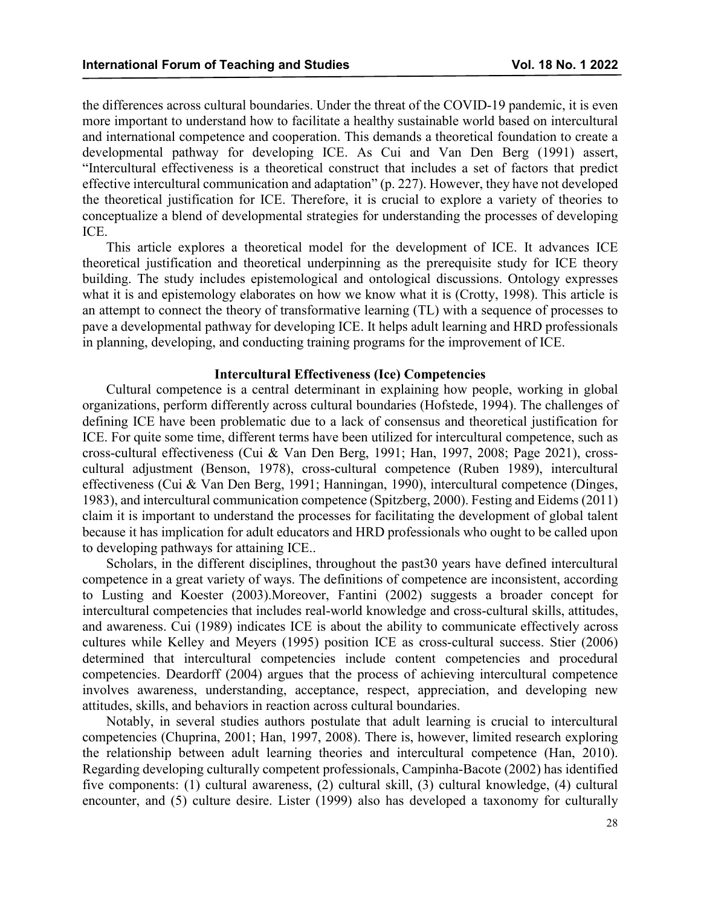the differences across cultural boundaries. Under the threat of the COVID-19 pandemic, it is even more important to understand how to facilitate a healthy sustainable world based on intercultural and international competence and cooperation. This demands a theoretical foundation to create a developmental pathway for developing ICE. As Cui and Van Den Berg (1991) assert, "Intercultural effectiveness is a theoretical construct that includes a set of factors that predict effective intercultural communication and adaptation" (p. 227). However, they have not developed the theoretical justification for ICE. Therefore, it is crucial to explore a variety of theories to conceptualize a blend of developmental strategies for understanding the processes of developing ICE.

This article explores a theoretical model for the development of ICE. It advances ICE theoretical justification and theoretical underpinning as the prerequisite study for ICE theory building. The study includes epistemological and ontological discussions. Ontology expresses what it is and epistemology elaborates on how we know what it is (Crotty, 1998). This article is an attempt to connect the theory of transformative learning (TL) with a sequence of processes to pave a developmental pathway for developing ICE. It helps adult learning and HRD professionals in planning, developing, and conducting training programs for the improvement of ICE.

## Intercultural Effectiveness (Ice) Competencies

Cultural competence is a central determinant in explaining how people, working in global organizations, perform differently across cultural boundaries (Hofstede, 1994). The challenges of defining ICE have been problematic due to a lack of consensus and theoretical justification for ICE. For quite some time, different terms have been utilized for intercultural competence, such as cross-cultural effectiveness (Cui & Van Den Berg, 1991; Han, 1997, 2008; Page 2021), cross-cultural adjustment (Benson, 1978), cross-cultural competence (Ruben 1989), intercultural effectiveness (Cui & Van Den Berg, 1991; Hanningan, 1990), intercultural competence (Dinges, 1983), and intercultural communication competence (Spitzberg, 2000). Festing and Eidems (2011) claim it is important to understand the processes for facilitating the development of global talent because it has implication for adult educators and HRD professionals who ought to be called upon to developing pathways for attaining ICE..

Scholars, in the different disciplines, throughout the past30 years have defined intercultural competence in a great variety of ways. The definitions of competence are inconsistent, according to Lusting and Koester (2003).Moreover, Fantini (2002) suggests a broader concept for intercultural competencies that includes real-world knowledge and cross-cultural skills, attitudes, and awareness. Cui (1989) indicates ICE is about the ability to communicate effectively across cultures while Kelley and Meyers (1995) position ICE as cross-cultural success. Stier (2006) determined that intercultural competencies include content competencies and procedural competencies. Deardorff (2004) argues that the process of achieving intercultural competence involves awareness, understanding, acceptance, respect, appreciation, and developing new attitudes, skills, and behaviors in reaction across cultural boundaries.

Notably, in several studies authors postulate that adult learning is crucial to intercultural competencies (Chuprina, 2001; Han, 1997, 2008). There is, however, limited research exploring the relationship between adult learning theories and intercultural competence (Han, 2010). Regarding developing culturally competent professionals, Campinha-Bacote (2002) has identified five components: (1) cultural awareness, (2) cultural skill, (3) cultural knowledge, (4) cultural encounter, and (5) culture desire. Lister (1999) also has developed a taxonomy for culturally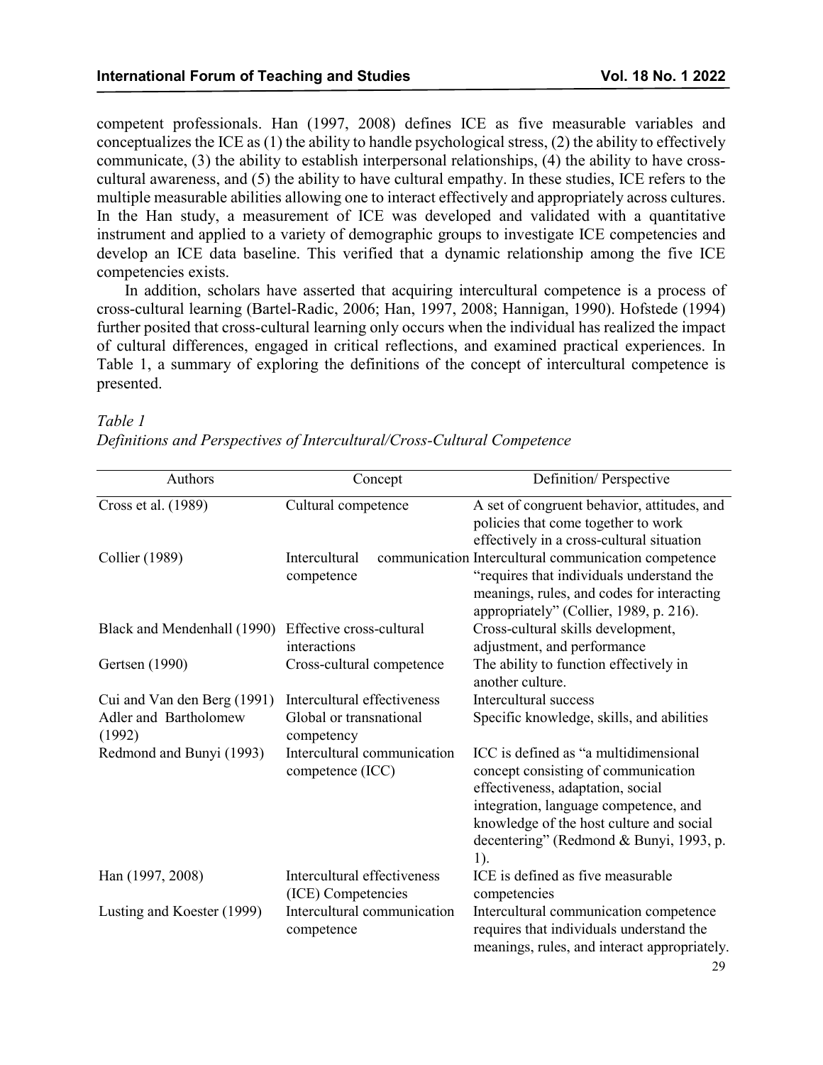competent professionals. Han (1997, 2008) defines ICE as five measurable variables and conceptualizes the ICE as (1) the ability to handle psychological stress, (2) the ability to effectively communicate, (3) the ability to establish interpersonal relationships, (4) the ability to have cross-cultural awareness, and (5) the ability to have cultural empathy. In these studies, ICE refers to the multiple measurable abilities allowing one to interact effectively and appropriately across cultures. In the Han study, a measurement of ICE was developed and validated with a quantitative instrument and applied to a variety of demographic groups to investigate ICE competencies and develop an ICE data baseline. This verified that a dynamic relationship among the five ICE competencies exists.

In addition, scholars have asserted that acquiring intercultural competence is a process of cross-cultural learning (Bartel-Radic, 2006; Han, 1997, 2008; Hannigan, 1990). Hofstede (1994) further posited that cross-cultural learning only occurs when the individual has realized the impact of cultural differences, engaged in critical reflections, and examined practical experiences. In Table 1, a summary of exploring the definitions of the concept of intercultural competence is presented.

*Table 1*

*Definitions and Perspectives of Intercultural/Cross-Cultural Competence*

| Authors | Concept | Definition/ Perspective |
|---|---|---|
| Cross et al. (1989) | Cultural competence | A set of congruent behavior, attitudes, and policies that come together to work effectively in a cross-cultural situation |
| Collier (1989) | Intercultural communication competence | Intercultural communication competence "requires that individuals understand the meanings, rules, and codes for interacting appropriately" (Collier, 1989, p. 216). |
| Black and Mendenhall (1990) | Effective cross-cultural interactions | Cross-cultural skills development, adjustment, and performance |
| Gertsen (1990) | Cross-cultural competence | The ability to function effectively in another culture. |
| Cui and Van den Berg (1991) | Intercultural effectiveness | Intercultural success |
| Adler and Bartholomew (1992) | Global or transnational competency | Specific knowledge, skills, and abilities |
| Redmond and Bunyi (1993) | Intercultural communication competence (ICC) | ICC is defined as "a multidimensional concept consisting of communication effectiveness, adaptation, social integration, language competence, and knowledge of the host culture and social decentering" (Redmond & Bunyi, 1993, p. 1). |
| Han (1997, 2008) | Intercultural effectiveness (ICE) Competencies | ICE is defined as five measurable competencies |
| Lusting and Koester (1999) | Intercultural communication competence | Intercultural communication competence requires that individuals understand the meanings, rules, and interact appropriately. |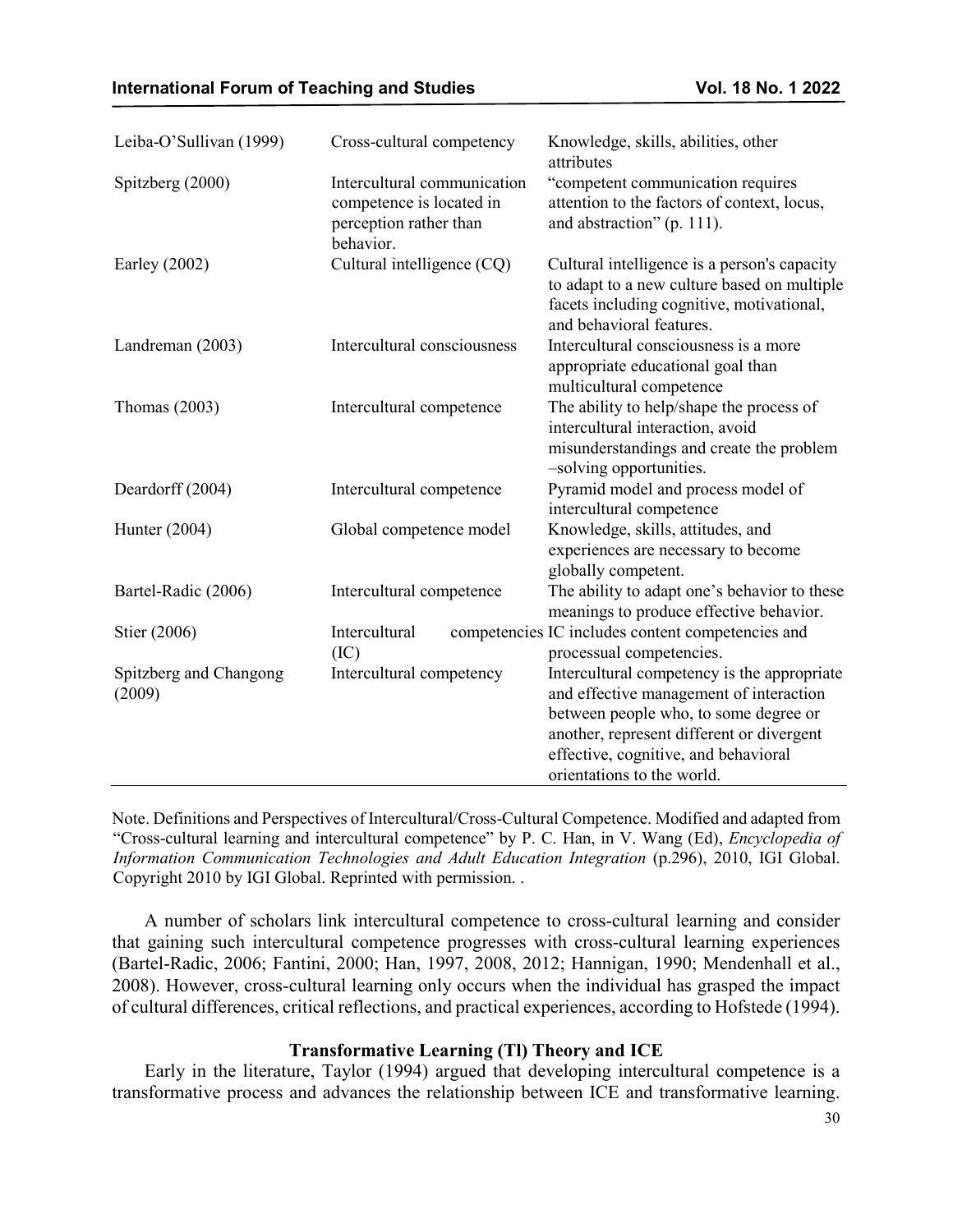| | | |
|---|---|---|
| Leiba-O'Sullivan (1999) | Cross-cultural competency | Knowledge, skills, abilities, other attributes |
| Spitzberg (2000) | Intercultural communication competence is located in perception rather than behavior. | "competent communication requires attention to the factors of context, locus, and abstraction" (p. 111). |
| Earley (2002) | Cultural intelligence (CQ) | Cultural intelligence is a person's capacity to adapt to a new culture based on multiple facets including cognitive, motivational, and behavioral features. |
| Landreman (2003) | Intercultural consciousness | Intercultural consciousness is a more appropriate educational goal than multicultural competence |
| Thomas (2003) | Intercultural competence | The ability to help/shape the process of intercultural interaction, avoid misunderstandings and create the problem –solving opportunities. |
| Deardorff (2004) | Intercultural competence | Pyramid model and process model of intercultural competence |
| Hunter (2004) | Global competence model | Knowledge, skills, attitudes, and experiences are necessary to become globally competent. |
| Bartel-Radic (2006) | Intercultural competence | The ability to adapt one's behavior to these meanings to produce effective behavior. |
| Stier (2006) | Intercultural competencies (IC) | IC includes content competencies and processual competencies. |
| Spitzberg and Changong (2009) | Intercultural competency | Intercultural competency is the appropriate and effective management of interaction between people who, to some degree or another, represent different or divergent effective, cognitive, and behavioral orientations to the world. |

Note. Definitions and Perspectives of Intercultural/Cross-Cultural Competence. Modified and adapted from "Cross-cultural learning and intercultural competence" by P. C. Han, in V. Wang (Ed), *Encyclopedia of Information Communication Technologies and Adult Education Integration* (p.296), 2010, IGI Global. Copyright 2010 by IGI Global. Reprinted with permission. .

A number of scholars link intercultural competence to cross-cultural learning and consider that gaining such intercultural competence progresses with cross-cultural learning experiences (Bartel-Radic, 2006; Fantini, 2000; Han, 1997, 2008, 2012; Hannigan, 1990; Mendenhall et al., 2008). However, cross-cultural learning only occurs when the individual has grasped the impact of cultural differences, critical reflections, and practical experiences, according to Hofstede (1994).

### Transformative Learning (Tl) Theory and ICE

Early in the literature, Taylor (1994) argued that developing intercultural competence is a transformative process and advances the relationship between ICE and transformative learning.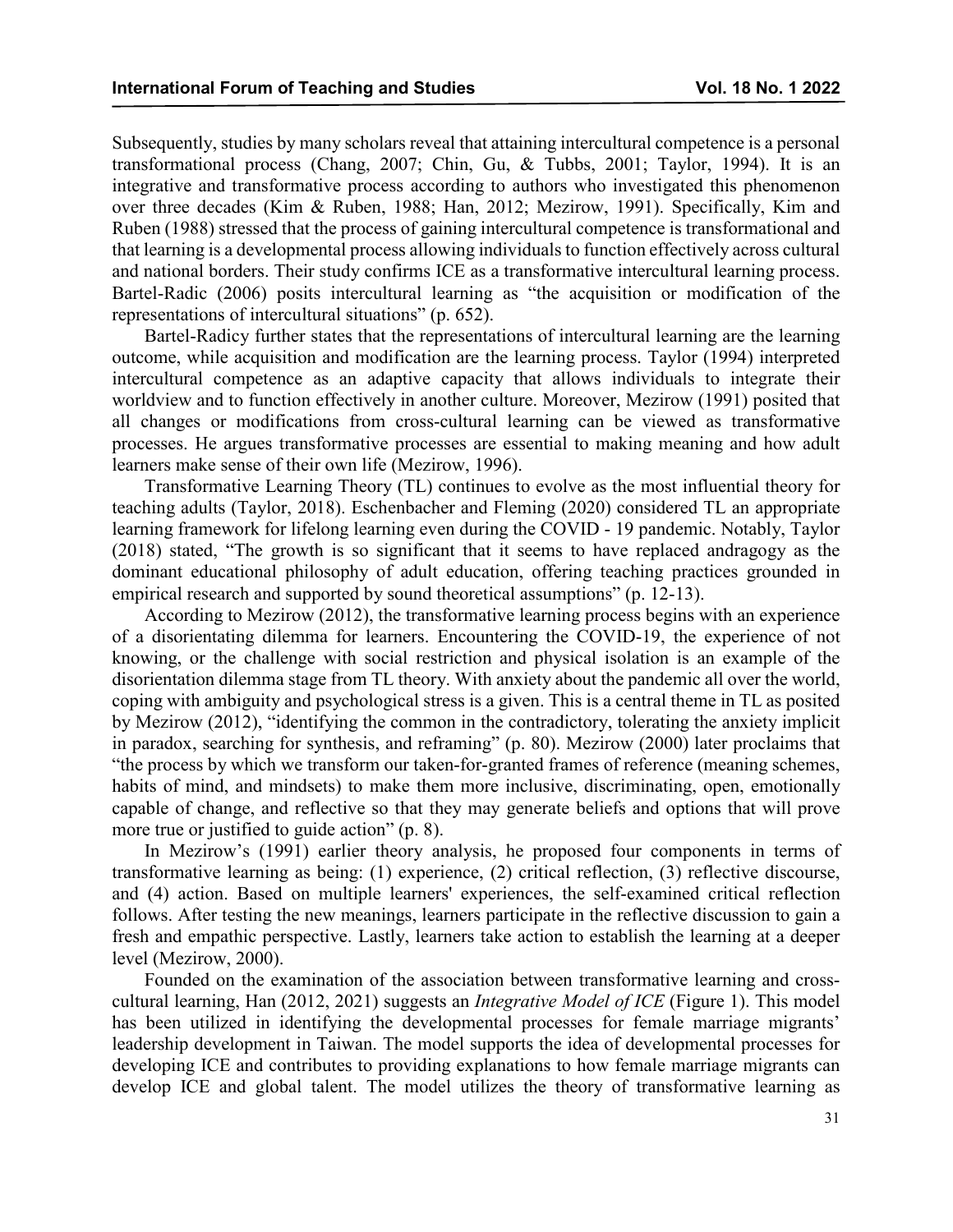Subsequently, studies by many scholars reveal that attaining intercultural competence is a personal transformational process (Chang, 2007; Chin, Gu, & Tubbs, 2001; Taylor, 1994). It is an integrative and transformative process according to authors who investigated this phenomenon over three decades (Kim & Ruben, 1988; Han, 2012; Mezirow, 1991). Specifically, Kim and Ruben (1988) stressed that the process of gaining intercultural competence is transformational and that learning is a developmental process allowing individuals to function effectively across cultural and national borders. Their study confirms ICE as a transformative intercultural learning process. Bartel-Radic (2006) posits intercultural learning as "the acquisition or modification of the representations of intercultural situations" (p. 652).

Bartel-Radicy further states that the representations of intercultural learning are the learning outcome, while acquisition and modification are the learning process. Taylor (1994) interpreted intercultural competence as an adaptive capacity that allows individuals to integrate their worldview and to function effectively in another culture. Moreover, Mezirow (1991) posited that all changes or modifications from cross-cultural learning can be viewed as transformative processes. He argues transformative processes are essential to making meaning and how adult learners make sense of their own life (Mezirow, 1996).

Transformative Learning Theory (TL) continues to evolve as the most influential theory for teaching adults (Taylor, 2018). Eschenbacher and Fleming (2020) considered TL an appropriate learning framework for lifelong learning even during the COVID - 19 pandemic. Notably, Taylor (2018) stated, "The growth is so significant that it seems to have replaced andragogy as the dominant educational philosophy of adult education, offering teaching practices grounded in empirical research and supported by sound theoretical assumptions" (p. 12-13).

According to Mezirow (2012), the transformative learning process begins with an experience of a disorientating dilemma for learners. Encountering the COVID-19, the experience of not knowing, or the challenge with social restriction and physical isolation is an example of the disorientation dilemma stage from TL theory. With anxiety about the pandemic all over the world, coping with ambiguity and psychological stress is a given. This is a central theme in TL as posited by Mezirow (2012), "identifying the common in the contradictory, tolerating the anxiety implicit in paradox, searching for synthesis, and reframing" (p. 80). Mezirow (2000) later proclaims that "the process by which we transform our taken-for-granted frames of reference (meaning schemes, habits of mind, and mindsets) to make them more inclusive, discriminating, open, emotionally capable of change, and reflective so that they may generate beliefs and options that will prove more true or justified to guide action" (p. 8).

In Mezirow's (1991) earlier theory analysis, he proposed four components in terms of transformative learning as being: (1) experience, (2) critical reflection, (3) reflective discourse, and (4) action. Based on multiple learners' experiences, the self-examined critical reflection follows. After testing the new meanings, learners participate in the reflective discussion to gain a fresh and empathic perspective. Lastly, learners take action to establish the learning at a deeper level (Mezirow, 2000).

Founded on the examination of the association between transformative learning and cross-cultural learning, Han (2012, 2021) suggests an *Integrative Model of ICE* (Figure 1). This model has been utilized in identifying the developmental processes for female marriage migrants' leadership development in Taiwan. The model supports the idea of developmental processes for developing ICE and contributes to providing explanations to how female marriage migrants can develop ICE and global talent. The model utilizes the theory of transformative learning as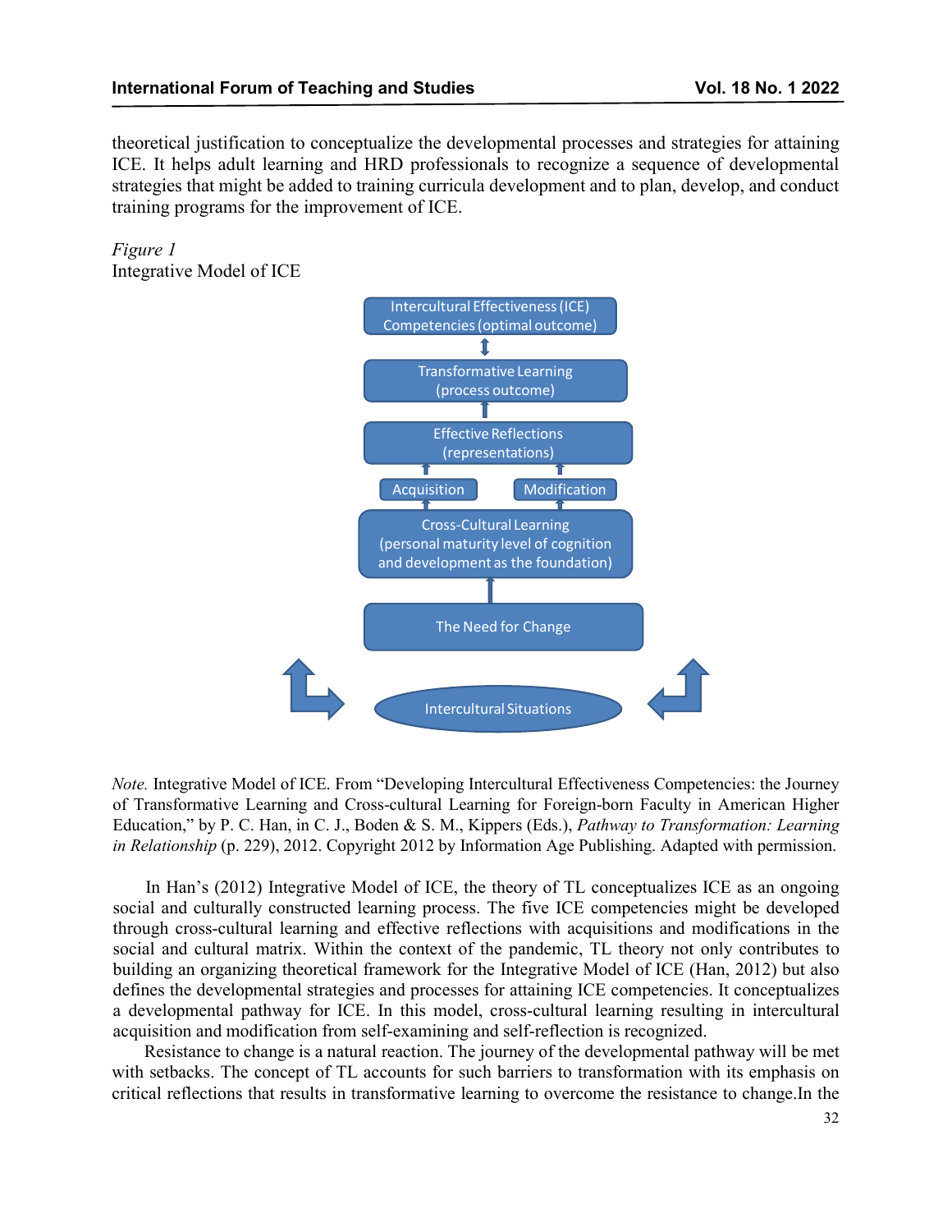theoretical justification to conceptualize the developmental processes and strategies for attaining ICE. It helps adult learning and HRD professionals to recognize a sequence of developmental strategies that might be added to training curricula development and to plan, develop, and conduct training programs for the improvement of ICE.

*Figure 1*
Integrative Model of ICE

Intercultural Effectiveness (ICE) Competencies (optimal outcome)

Transformative Learning (process outcome)

Effective Reflections (representations)

Acquisition

Modification

Cross-Cultural Learning (personal maturity level of cognition and development as the foundation)

The Need for Change

Intercultural Situations

*Note.* Integrative Model of ICE. From "Developing Intercultural Effectiveness Competencies: the Journey of Transformative Learning and Cross-cultural Learning for Foreign-born Faculty in American Higher Education," by P. C. Han, in C. J., Boden & S. M., Kippers (Eds.), *Pathway to Transformation: Learning in Relationship* (p. 229), 2012. Copyright 2012 by Information Age Publishing. Adapted with permission.

In Han's (2012) Integrative Model of ICE, the theory of TL conceptualizes ICE as an ongoing social and culturally constructed learning process. The five ICE competencies might be developed through cross-cultural learning and effective reflections with acquisitions and modifications in the social and cultural matrix. Within the context of the pandemic, TL theory not only contributes to building an organizing theoretical framework for the Integrative Model of ICE (Han, 2012) but also defines the developmental strategies and processes for attaining ICE competencies. It conceptualizes a developmental pathway for ICE. In this model, cross-cultural learning resulting in intercultural acquisition and modification from self-examining and self-reflection is recognized.

Resistance to change is a natural reaction. The journey of the developmental pathway will be met with setbacks. The concept of TL accounts for such barriers to transformation with its emphasis on critical reflections that results in transformative learning to overcome the resistance to change.In the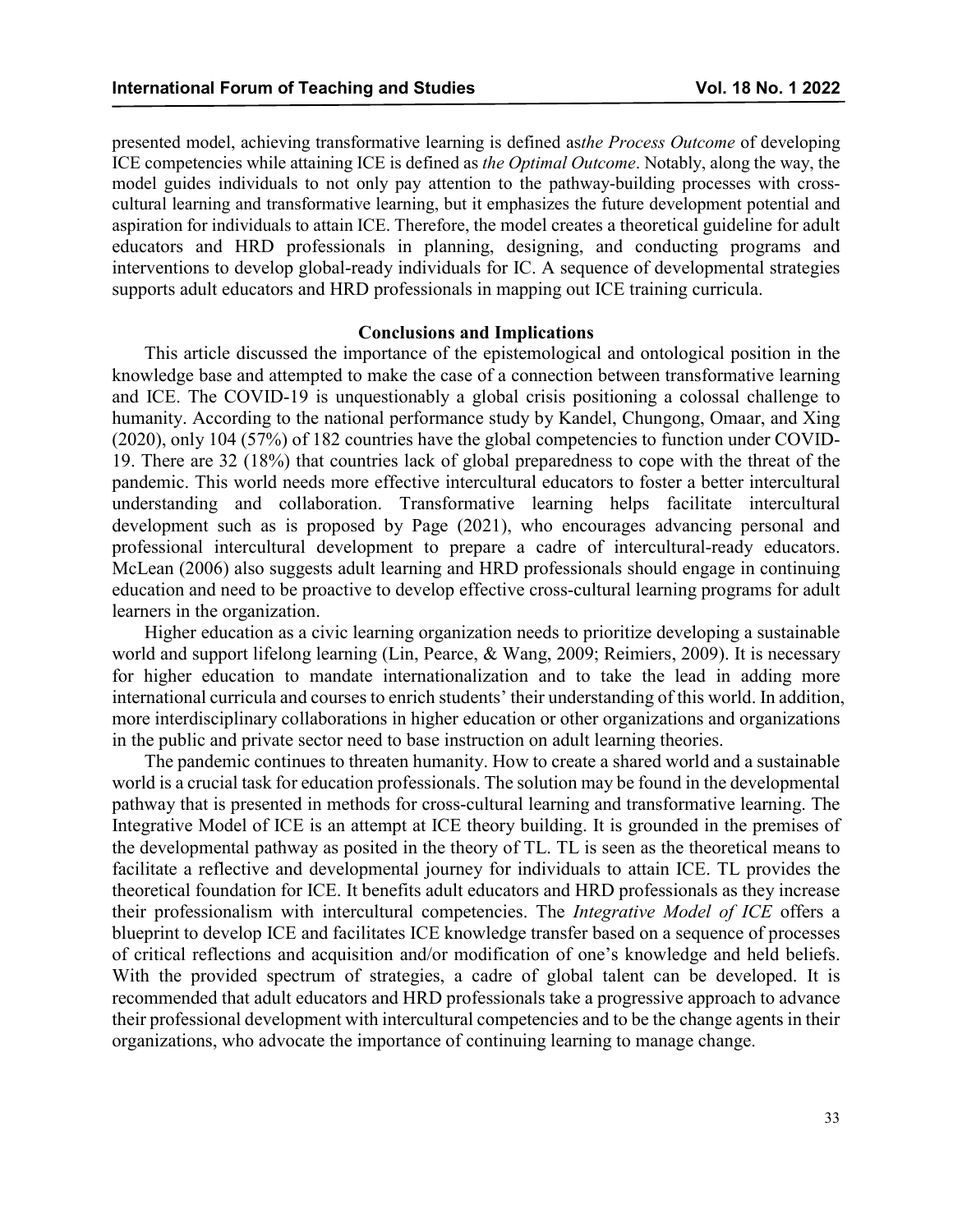presented model, achieving transformative learning is defined as*the Process Outcome* of developing ICE competencies while attaining ICE is defined as *the Optimal Outcome*. Notably, along the way, the model guides individuals to not only pay attention to the pathway-building processes with cross-cultural learning and transformative learning, but it emphasizes the future development potential and aspiration for individuals to attain ICE. Therefore, the model creates a theoretical guideline for adult educators and HRD professionals in planning, designing, and conducting programs and interventions to develop global-ready individuals for IC. A sequence of developmental strategies supports adult educators and HRD professionals in mapping out ICE training curricula.

## Conclusions and Implications

This article discussed the importance of the epistemological and ontological position in the knowledge base and attempted to make the case of a connection between transformative learning and ICE. The COVID-19 is unquestionably a global crisis positioning a colossal challenge to humanity. According to the national performance study by Kandel, Chungong, Omaar, and Xing (2020), only 104 (57%) of 182 countries have the global competencies to function under COVID-19. There are 32 (18%) that countries lack of global preparedness to cope with the threat of the pandemic. This world needs more effective intercultural educators to foster a better intercultural understanding and collaboration. Transformative learning helps facilitate intercultural development such as is proposed by Page (2021), who encourages advancing personal and professional intercultural development to prepare a cadre of intercultural-ready educators. McLean (2006) also suggests adult learning and HRD professionals should engage in continuing education and need to be proactive to develop effective cross-cultural learning programs for adult learners in the organization.

Higher education as a civic learning organization needs to prioritize developing a sustainable world and support lifelong learning (Lin, Pearce, & Wang, 2009; Reimiers, 2009). It is necessary for higher education to mandate internationalization and to take the lead in adding more international curricula and courses to enrich students' their understanding of this world. In addition, more interdisciplinary collaborations in higher education or other organizations and organizations in the public and private sector need to base instruction on adult learning theories.

The pandemic continues to threaten humanity. How to create a shared world and a sustainable world is a crucial task for education professionals. The solution may be found in the developmental pathway that is presented in methods for cross-cultural learning and transformative learning. The Integrative Model of ICE is an attempt at ICE theory building. It is grounded in the premises of the developmental pathway as posited in the theory of TL. TL is seen as the theoretical means to facilitate a reflective and developmental journey for individuals to attain ICE. TL provides the theoretical foundation for ICE. It benefits adult educators and HRD professionals as they increase their professionalism with intercultural competencies. The *Integrative Model of ICE* offers a blueprint to develop ICE and facilitates ICE knowledge transfer based on a sequence of processes of critical reflections and acquisition and/or modification of one's knowledge and held beliefs. With the provided spectrum of strategies, a cadre of global talent can be developed. It is recommended that adult educators and HRD professionals take a progressive approach to advance their professional development with intercultural competencies and to be the change agents in their organizations, who advocate the importance of continuing learning to manage change.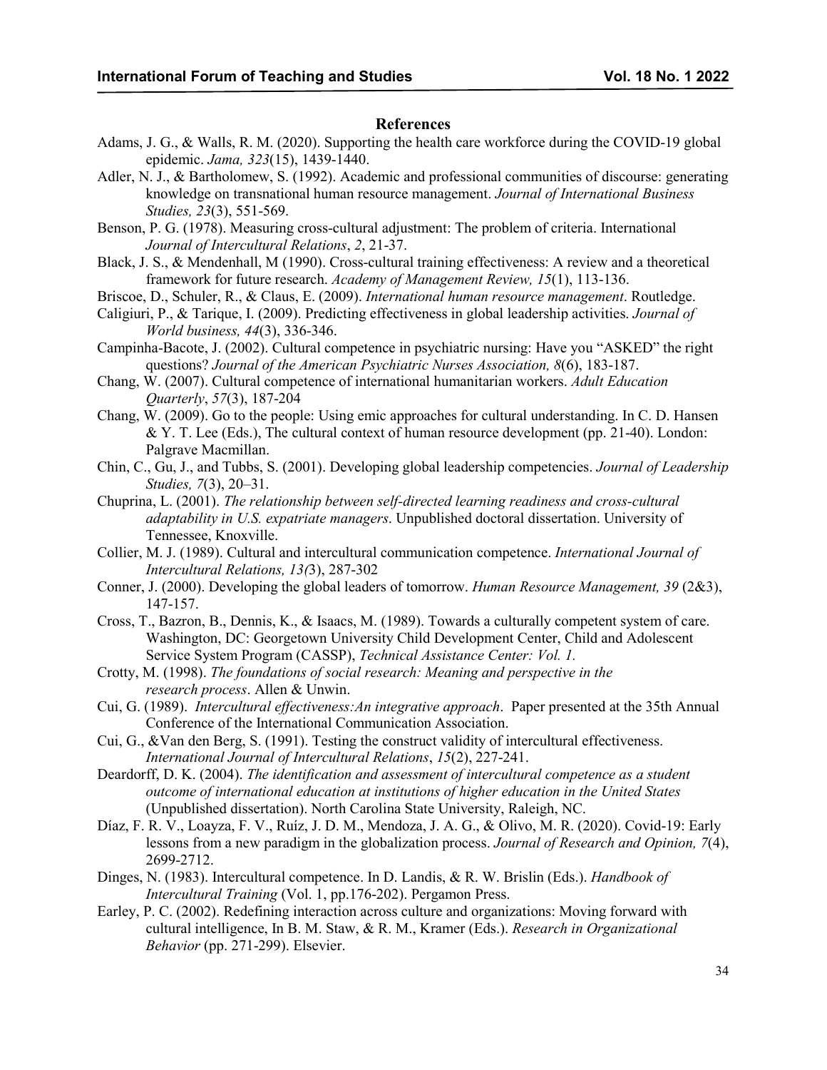## References

Adams, J. G., & Walls, R. M. (2020). Supporting the health care workforce during the COVID-19 global epidemic. *Jama, 323*(15), 1439-1440.

Adler, N. J., & Bartholomew, S. (1992). Academic and professional communities of discourse: generating knowledge on transnational human resource management. *Journal of International Business Studies, 23*(3), 551-569.

Benson, P. G. (1978). Measuring cross-cultural adjustment: The problem of criteria. International *Journal of Intercultural Relations*, *2*, 21-37.

Black, J. S., & Mendenhall, M (1990). Cross-cultural training effectiveness: A review and a theoretical framework for future research. *Academy of Management Review, 15*(1), 113-136.

Briscoe, D., Schuler, R., & Claus, E. (2009). *International human resource management*. Routledge.

Caligiuri, P., & Tarique, I. (2009). Predicting effectiveness in global leadership activities. *Journal of World business, 44*(3), 336-346.

Campinha-Bacote, J. (2002). Cultural competence in psychiatric nursing: Have you "ASKED" the right questions? *Journal of the American Psychiatric Nurses Association, 8*(6), 183-187.

Chang, W. (2007). Cultural competence of international humanitarian workers. *Adult Education Quarterly*, *57*(3), 187-204

Chang, W. (2009). Go to the people: Using emic approaches for cultural understanding. In C. D. Hansen & Y. T. Lee (Eds.), The cultural context of human resource development (pp. 21-40). London: Palgrave Macmillan.

Chin, C., Gu, J., and Tubbs, S. (2001). Developing global leadership competencies. *Journal of Leadership Studies, 7*(3), 20–31.

Chuprina, L. (2001). *The relationship between self-directed learning readiness and cross-cultural adaptability in U.S. expatriate managers*. Unpublished doctoral dissertation. University of Tennessee, Knoxville.

Collier, M. J. (1989). Cultural and intercultural communication competence. *International Journal of Intercultural Relations, 13(*3), 287-302

Conner, J. (2000). Developing the global leaders of tomorrow. *Human Resource Management, 39* (2&3), 147-157.

Cross, T., Bazron, B., Dennis, K., & Isaacs, M. (1989). Towards a culturally competent system of care. Washington, DC: Georgetown University Child Development Center, Child and Adolescent Service System Program (CASSP), *Technical Assistance Center: Vol. 1.*

Crotty, M. (1998). *The foundations of social research: Meaning and perspective in the research process*. Allen & Unwin.

Cui, G. (1989). *Intercultural effectiveness:An integrative approach*. Paper presented at the 35th Annual Conference of the International Communication Association.

Cui, G., &Van den Berg, S. (1991). Testing the construct validity of intercultural effectiveness. *International Journal of Intercultural Relations*, *15*(2), 227-241.

Deardorff, D. K. (2004). *The identification and assessment of intercultural competence as a student outcome of international education at institutions of higher education in the United States* (Unpublished dissertation). North Carolina State University, Raleigh, NC.

Díaz, F. R. V., Loayza, F. V., Ruíz, J. D. M., Mendoza, J. A. G., & Olivo, M. R. (2020). Covid-19: Early lessons from a new paradigm in the globalization process. *Journal of Research and Opinion, 7*(4), 2699-2712.

Dinges, N. (1983). Intercultural competence. In D. Landis, & R. W. Brislin (Eds.). *Handbook of Intercultural Training* (Vol. 1, pp.176-202). Pergamon Press.

Earley, P. C. (2002). Redefining interaction across culture and organizations: Moving forward with cultural intelligence, In B. M. Staw, & R. M., Kramer (Eds.). *Research in Organizational Behavior* (pp. 271-299). Elsevier.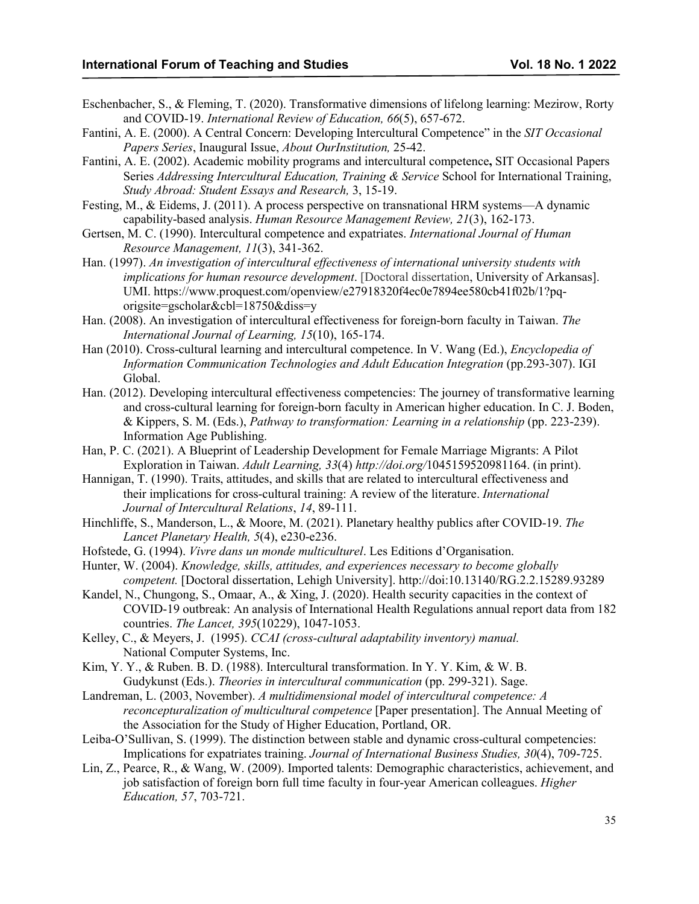Eschenbacher, S., & Fleming, T. (2020). Transformative dimensions of lifelong learning: Mezirow, Rorty and COVID-19. *International Review of Education, 66*(5), 657-672.

Fantini, A. E. (2000). A Central Concern: Developing Intercultural Competence" in the *SIT Occasional Papers Series*, Inaugural Issue, *About OurInstitution,* 25-42.

Fantini, A. E. (2002). Academic mobility programs and intercultural competence**,** SIT Occasional Papers Series *Addressing Intercultural Education, Training & Service* School for International Training, *Study Abroad: Student Essays and Research,* 3, 15-19.

Festing, M., & Eidems, J. (2011). A process perspective on transnational HRM systems—A dynamic capability-based analysis. *Human Resource Management Review, 21*(3), 162-173.

Gertsen, M. C. (1990). Intercultural competence and expatriates. *International Journal of Human Resource Management, 11*(3), 341-362.

Han. (1997). *An investigation of intercultural effectiveness of international university students with implications for human resource development*. [Doctoral dissertation, University of Arkansas]. UMI. https://www.proquest.com/openview/e27918320f4ec0e7894ee580cb41f02b/1?pq-origsite=gscholar&cbl=18750&diss=y

Han. (2008). An investigation of intercultural effectiveness for foreign-born faculty in Taiwan. *The International Journal of Learning, 15*(10), 165-174.

Han (2010). Cross-cultural learning and intercultural competence. In V. Wang (Ed.), *Encyclopedia of Information Communication Technologies and Adult Education Integration* (pp.293-307). IGI Global.

Han. (2012). Developing intercultural effectiveness competencies: The journey of transformative learning and cross-cultural learning for foreign-born faculty in American higher education. In C. J. Boden, & Kippers, S. M. (Eds.), *Pathway to transformation: Learning in a relationship* (pp. 223-239). Information Age Publishing.

Han, P. C. (2021). A Blueprint of Leadership Development for Female Marriage Migrants: A Pilot Exploration in Taiwan. *Adult Learning, 33*(4) *http://doi.org/*1045159520981164. (in print).

Hannigan, T. (1990). Traits, attitudes, and skills that are related to intercultural effectiveness and their implications for cross-cultural training: A review of the literature. *International Journal of Intercultural Relations*, *14*, 89-111.

Hinchliffe, S., Manderson, L., & Moore, M. (2021). Planetary healthy publics after COVID-19. *The Lancet Planetary Health, 5*(4), e230-e236.

Hofstede, G. (1994). *Vivre dans un monde multiculturel*. Les Editions d'Organisation.

Hunter, W. (2004). *Knowledge, skills, attitudes, and experiences necessary to become globally competent.* [Doctoral dissertation, Lehigh University]. http://doi:10.13140/RG.2.2.15289.93289

Kandel, N., Chungong, S., Omaar, A., & Xing, J. (2020). Health security capacities in the context of COVID-19 outbreak: An analysis of International Health Regulations annual report data from 182 countries. *The Lancet, 395*(10229), 1047-1053.

Kelley, C., & Meyers, J. (1995). *CCAI (cross-cultural adaptability inventory) manual.* National Computer Systems, Inc.

Kim, Y. Y., & Ruben. B. D. (1988). Intercultural transformation. In Y. Y. Kim, & W. B. Gudykunst (Eds.). *Theories in intercultural communication* (pp. 299-321). Sage.

Landreman, L. (2003, November). *A multidimensional model of intercultural competence: A reconceptualization of multicultural competence* [Paper presentation]. The Annual Meeting of the Association for the Study of Higher Education, Portland, OR.

Leiba-O'Sullivan, S. (1999). The distinction between stable and dynamic cross-cultural competencies: Implications for expatriates training. *Journal of International Business Studies, 30*(4), 709-725.

Lin, Z., Pearce, R., & Wang, W. (2009). Imported talents: Demographic characteristics, achievement, and job satisfaction of foreign born full time faculty in four-year American colleagues. *Higher Education, 57*, 703-721.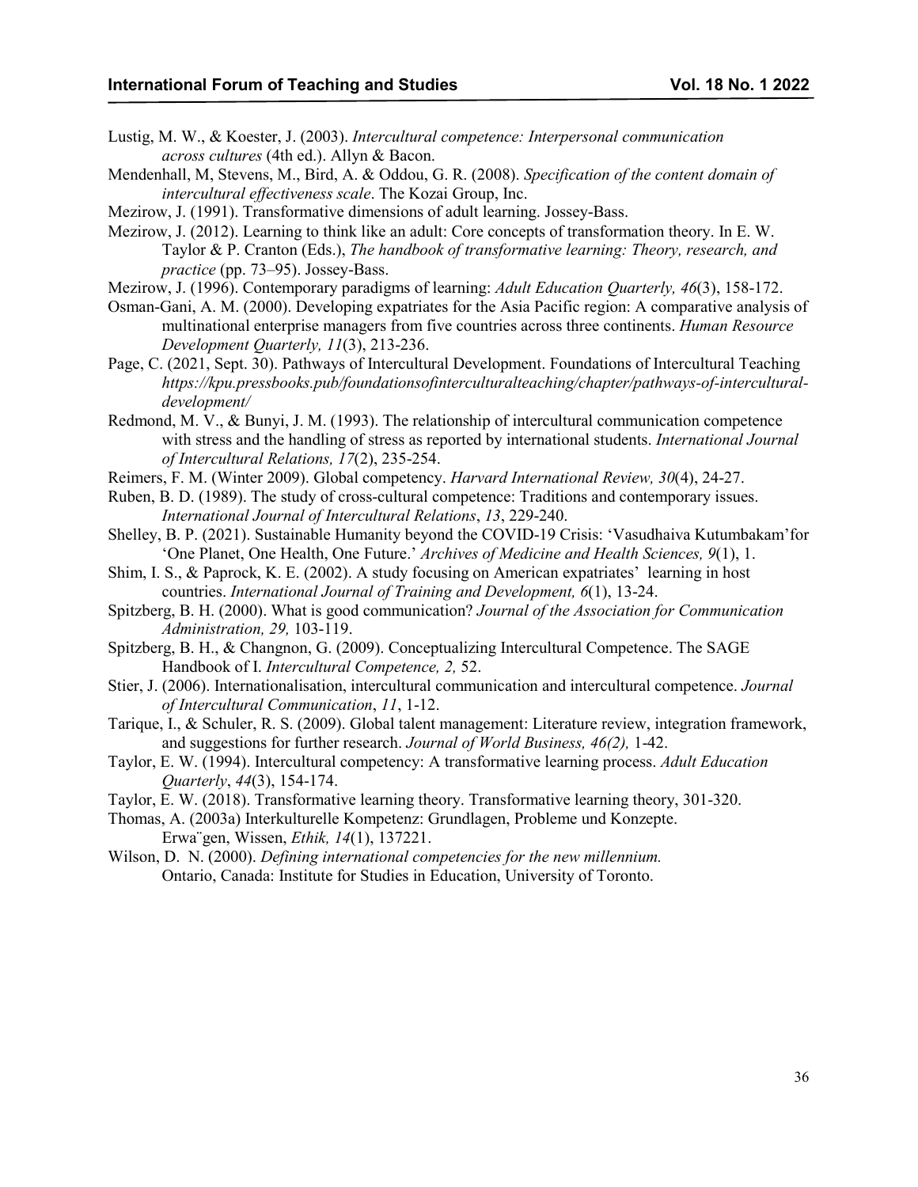Lustig, M. W., & Koester, J. (2003). *Intercultural competence: Interpersonal communication across cultures* (4th ed.). Allyn & Bacon.

Mendenhall, M, Stevens, M., Bird, A. & Oddou, G. R. (2008). *Specification of the content domain of intercultural effectiveness scale*. The Kozai Group, Inc.

Mezirow, J. (1991). Transformative dimensions of adult learning. Jossey-Bass.

Mezirow, J. (2012). Learning to think like an adult: Core concepts of transformation theory. In E. W. Taylor & P. Cranton (Eds.), *The handbook of transformative learning: Theory, research, and practice* (pp. 73–95). Jossey-Bass.

Mezirow, J. (1996). Contemporary paradigms of learning: *Adult Education Quarterly, 46*(3), 158-172.

Osman-Gani, A. M. (2000). Developing expatriates for the Asia Pacific region: A comparative analysis of multinational enterprise managers from five countries across three continents. *Human Resource Development Quarterly, 11*(3), 213-236.

Page, C. (2021, Sept. 30). Pathways of Intercultural Development. Foundations of Intercultural Teaching *https://kpu.pressbooks.pub/foundationsofinterculturalteaching/chapter/pathways-of-intercultural-development/*

Redmond, M. V., & Bunyi, J. M. (1993). The relationship of intercultural communication competence with stress and the handling of stress as reported by international students. *International Journal of Intercultural Relations, 17*(2), 235-254.

Reimers, F. M. (Winter 2009). Global competency. *Harvard International Review, 30*(4), 24-27.

Ruben, B. D. (1989). The study of cross-cultural competence: Traditions and contemporary issues. *International Journal of Intercultural Relations*, *13*, 229-240.

Shelley, B. P. (2021). Sustainable Humanity beyond the COVID-19 Crisis: 'Vasudhaiva Kutumbakam'for 'One Planet, One Health, One Future.' *Archives of Medicine and Health Sciences, 9*(1), 1.

Shim, I. S., & Paprock, K. E. (2002). A study focusing on American expatriates' learning in host countries. *International Journal of Training and Development, 6*(1), 13-24.

Spitzberg, B. H. (2000). What is good communication? *Journal of the Association for Communication Administration, 29,* 103-119.

Spitzberg, B. H., & Changnon, G. (2009). Conceptualizing Intercultural Competence. The SAGE Handbook of I. *Intercultural Competence, 2,* 52.

Stier, J. (2006). Internationalisation, intercultural communication and intercultural competence. *Journal of Intercultural Communication*, *11*, 1-12.

Tarique, I., & Schuler, R. S. (2009). Global talent management: Literature review, integration framework, and suggestions for further research. *Journal of World Business, 46(2),* 1-42.

Taylor, E. W. (1994). Intercultural competency: A transformative learning process. *Adult Education Quarterly*, *44*(3), 154-174.

Taylor, E. W. (2018). Transformative learning theory. Transformative learning theory, 301-320.

Thomas, A. (2003a) Interkulturelle Kompetenz: Grundlagen, Probleme und Konzepte. Erwa¨gen, Wissen, *Ethik, 14*(1), 137221.

Wilson, D. N. (2000). *Defining international competencies for the new millennium.* Ontario, Canada: Institute for Studies in Education, University of Toronto.